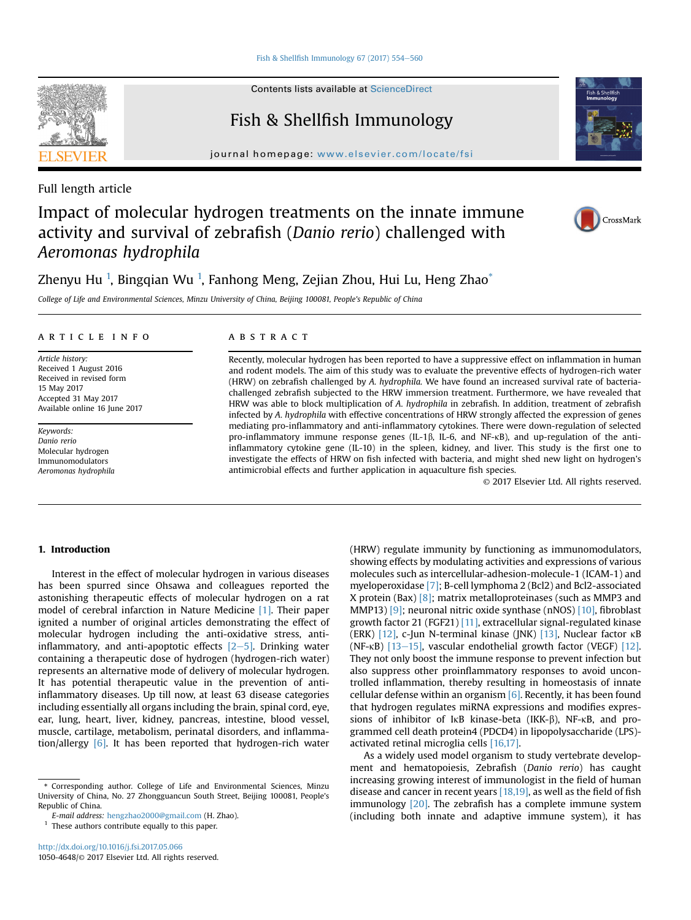Full length article

# Impact of molecular hydrogen treatments on the innate immune activity and survival of zebrafish (*Danio rerio*) challenged with *Aeromonas hydrophila*

Zhenyu Hu [1], Bingqian Wu [1], Fanhong Meng, Zejian Zhou, Hui Lu, Heng Zhao *

*College of Life and Environmental Sciences, Minzu University of China, Beijing 100081, People's Republic of China*

**ARTICLE INFO**

*Article history:*
Received 1 August 2016
Received in revised form
15 May 2017
Accepted 31 May 2017
Available online 16 June 2017

*Keywords:*
*Danio rerio*
Molecular hydrogen
Immunomodulators
*Aeromonas hydrophila*

**ABSTRACT**

Recently, molecular hydrogen has been reported to have a suppressive effect on inflammation in human and rodent models. The aim of this study was to evaluate the preventive effects of hydrogen-rich water (HRW) on zebrafish challenged by *A. hydrophila*. We have found an increased survival rate of bacteria-challenged zebrafish subjected to the HRW immersion treatment. Furthermore, we have revealed that HRW was able to block multiplication of *A. hydrophila* in zebrafish. In addition, treatment of zebrafish infected by *A. hydrophila* with effective concentrations of HRW strongly affected the expression of genes mediating pro-inflammatory and anti-inflammatory cytokines. There were down-regulation of selected pro-inflammatory immune response genes (IL-1β, IL-6, and NF-κB), and up-regulation of the anti-inflammatory cytokine gene (IL-10) in the spleen, kidney, and liver. This study is the first one to investigate the effects of HRW on fish infected with bacteria, and might shed new light on hydrogen's antimicrobial effects and further application in aquaculture fish species.

© 2017 Elsevier Ltd. All rights reserved.

## 1. Introduction

Interest in the effect of molecular hydrogen in various diseases has been spurred since Ohsawa and colleagues reported the astonishing therapeutic effects of molecular hydrogen on a rat model of cerebral infarction in Nature Medicine [1]. Their paper ignited a number of original articles demonstrating the effect of molecular hydrogen including the anti-oxidative stress, anti-inflammatory, and anti-apoptotic effects [2–5]. Drinking water containing a therapeutic dose of hydrogen (hydrogen-rich water) represents an alternative mode of delivery of molecular hydrogen. It has potential therapeutic value in the prevention of anti-inflammatory diseases. Up till now, at least 63 disease categories including essentially all organs including the brain, spinal cord, eye, ear, lung, heart, liver, kidney, pancreas, intestine, blood vessel, muscle, cartilage, metabolism, perinatal disorders, and inflammation/allergy [6]. It has been reported that hydrogen-rich water (HRW) regulate immunity by functioning as immunomodulators, showing effects by modulating activities and expressions of various molecules such as intercellular-adhesion-molecule-1 (ICAM-1) and myeloperoxidase [7]; B-cell lymphoma 2 (Bcl2) and Bcl2-associated X protein (Bax) [8]; matrix metalloproteinases (such as MMP3 and MMP13) [9]; neuronal nitric oxide synthase (nNOS) [10], fibroblast growth factor 21 (FGF21) [11], extracellular signal-regulated kinase (ERK) [12], c-Jun N-terminal kinase (JNK) [13], Nuclear factor κB (NF-κB) [13–15], vascular endothelial growth factor (VEGF) [12]. They not only boost the immune response to prevent infection but also suppress other proinflammatory responses to avoid uncontrolled inflammation, thereby resulting in homeostasis of innate cellular defense within an organism [6]. Recently, it has been found that hydrogen regulates miRNA expressions and modifies expressions of inhibitor of IκB kinase-beta (IKK-β), NF-κB, and programmed cell death protein4 (PDCD4) in lipopolysaccharide (LPS)-activated retinal microglia cells [16,17].

As a widely used model organism to study vertebrate development and hematopoiesis, Zebrafish (*Danio rerio*) has caught increasing growing interest of immunologist in the field of human disease and cancer in recent years [18,19], as well as the field of fish immunology [20]. The zebrafish has a complete immune system (including both innate and adaptive immune system), it has

* Corresponding author. College of Life and Environmental Sciences, Minzu University of China, No. 27 Zhongguancun South Street, Beijing 100081, People's Republic of China.

*E-mail address:* hengzhao2000@gmail.com (H. Zhao).

[1] These authors contribute equally to this paper.

http://dx.doi.org/10.1016/j.fsi.2017.05.066
1050-4648/© 2017 Elsevier Ltd. All rights reserved.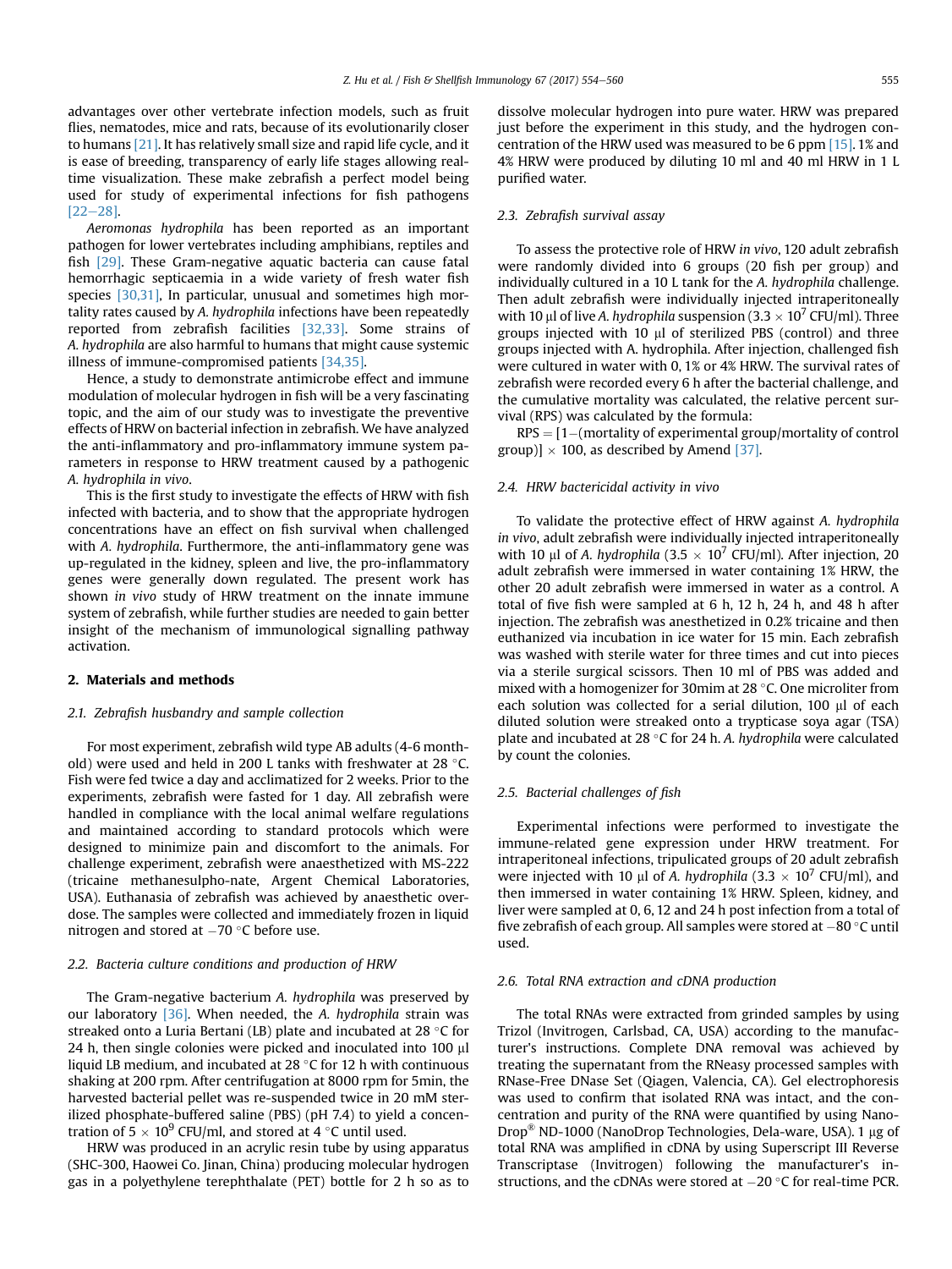advantages over other vertebrate infection models, such as fruit flies, nematodes, mice and rats, because of its evolutionarily closer to humans [21]. It has relatively small size and rapid life cycle, and it is ease of breeding, transparency of early life stages allowing real-time visualization. These make zebrafish a perfect model being used for study of experimental infections for fish pathogens [22–28].

*Aeromonas hydrophila* has been reported as an important pathogen for lower vertebrates including amphibians, reptiles and fish [29]. These Gram-negative aquatic bacteria can cause fatal hemorrhagic septicaemia in a wide variety of fresh water fish species [30,31], In particular, unusual and sometimes high mortality rates caused by *A. hydrophila* infections have been repeatedly reported from zebrafish facilities [32,33]. Some strains of *A. hydrophila* are also harmful to humans that might cause systemic illness of immune-compromised patients [34,35].

Hence, a study to demonstrate antimicrobe effect and immune modulation of molecular hydrogen in fish will be a very fascinating topic, and the aim of our study was to investigate the preventive effects of HRW on bacterial infection in zebrafish. We have analyzed the anti-inflammatory and pro-inflammatory immune system parameters in response to HRW treatment caused by a pathogenic *A. hydrophila in vivo*.

This is the first study to investigate the effects of HRW with fish infected with bacteria, and to show that the appropriate hydrogen concentrations have an effect on fish survival when challenged with *A. hydrophila*. Furthermore, the anti-inflammatory gene was up-regulated in the kidney, spleen and live, the pro-inflammatory genes were generally down regulated. The present work has shown *in vivo* study of HRW treatment on the innate immune system of zebrafish, while further studies are needed to gain better insight of the mechanism of immunological signalling pathway activation.

## 2. Materials and methods

### 2.1. Zebrafish husbandry and sample collection

For most experiment, zebrafish wild type AB adults (4-6 month-old) were used and held in 200 L tanks with freshwater at 28 °C. Fish were fed twice a day and acclimatized for 2 weeks. Prior to the experiments, zebrafish were fasted for 1 day. All zebrafish were handled in compliance with the local animal welfare regulations and maintained according to standard protocols which were designed to minimize pain and discomfort to the animals. For challenge experiment, zebrafish were anaesthetized with MS-222 (tricaine methanesulpho-nate, Argent Chemical Laboratories, USA). Euthanasia of zebrafish was achieved by anaesthetic overdose. The samples were collected and immediately frozen in liquid nitrogen and stored at −70 °C before use.

### 2.2. Bacteria culture conditions and production of HRW

The Gram-negative bacterium *A. hydrophila* was preserved by our laboratory [36]. When needed, the *A. hydrophila* strain was streaked onto a Luria Bertani (LB) plate and incubated at 28 °C for 24 h, then single colonies were picked and inoculated into 100 μl liquid LB medium, and incubated at 28 °C for 12 h with continuous shaking at 200 rpm. After centrifugation at 8000 rpm for 5min, the harvested bacterial pellet was re-suspended twice in 20 mM sterilized phosphate-buffered saline (PBS) (pH 7.4) to yield a concentration of $5 \times 10^9$ CFU/ml, and stored at 4 °C until used.

HRW was produced in an acrylic resin tube by using apparatus (SHC-300, Haowei Co. Jinan, China) producing molecular hydrogen gas in a polyethylene terephthalate (PET) bottle for 2 h so as to dissolve molecular hydrogen into pure water. HRW was prepared just before the experiment in this study, and the hydrogen concentration of the HRW used was measured to be 6 ppm [15]. 1% and 4% HRW were produced by diluting 10 ml and 40 ml HRW in 1 L purified water.

### 2.3. Zebrafish survival assay

To assess the protective role of HRW *in vivo*, 120 adult zebrafish were randomly divided into 6 groups (20 fish per group) and individually cultured in a 10 L tank for the *A. hydrophila* challenge. Then adult zebrafish were individually injected intraperitoneally with 10 μl of live *A. hydrophila* suspension ($3.3 \times 10^7$ CFU/ml). Three groups injected with 10 μl of sterilized PBS (control) and three groups injected with A. hydrophila. After injection, challenged fish were cultured in water with 0, 1% or 4% HRW. The survival rates of zebrafish were recorded every 6 h after the bacterial challenge, and the cumulative mortality was calculated, the relative percent survival (RPS) was calculated by the formula:

RPS = [1−(mortality of experimental group/mortality of control group)] × 100, as described by Amend [37].

### 2.4. HRW bactericidal activity in vivo

To validate the protective effect of HRW against *A. hydrophila in vivo*, adult zebrafish were individually injected intraperitoneally with 10 μl of *A. hydrophila* ($3.5 \times 10^7$ CFU/ml). After injection, 20 adult zebrafish were immersed in water containing 1% HRW, the other 20 adult zebrafish were immersed in water as a control. A total of five fish were sampled at 6 h, 12 h, 24 h, and 48 h after injection. The zebrafish was anesthetized in 0.2% tricaine and then euthanized via incubation in ice water for 15 min. Each zebrafish was washed with sterile water for three times and cut into pieces via a sterile surgical scissors. Then 10 ml of PBS was added and mixed with a homogenizer for 30mim at 28 °C. One microliter from each solution was collected for a serial dilution, 100 μl of each diluted solution were streaked onto a trypticase soya agar (TSA) plate and incubated at 28 °C for 24 h. *A. hydrophila* were calculated by count the colonies.

### 2.5. Bacterial challenges of fish

Experimental infections were performed to investigate the immune-related gene expression under HRW treatment. For intraperitoneal infections, tripulicated groups of 20 adult zebrafish were injected with 10 μl of *A. hydrophila* ($3.3 \times 10^7$ CFU/ml), and then immersed in water containing 1% HRW. Spleen, kidney, and liver were sampled at 0, 6, 12 and 24 h post infection from a total of five zebrafish of each group. All samples were stored at −80 °C until used.

### 2.6. Total RNA extraction and cDNA production

The total RNAs were extracted from grinded samples by using Trizol (Invitrogen, Carlsbad, CA, USA) according to the manufacturer's instructions. Complete DNA removal was achieved by treating the supernatant from the RNeasy processed samples with RNase-Free DNase Set (Qiagen, Valencia, CA). Gel electrophoresis was used to confirm that isolated RNA was intact, and the concentration and purity of the RNA were quantified by using NanoDrop® ND-1000 (NanoDrop Technologies, Dela-ware, USA). 1 μg of total RNA was amplified in cDNA by using Superscript III Reverse Transcriptase (Invitrogen) following the manufacturer's instructions, and the cDNAs were stored at −20 °C for real-time PCR.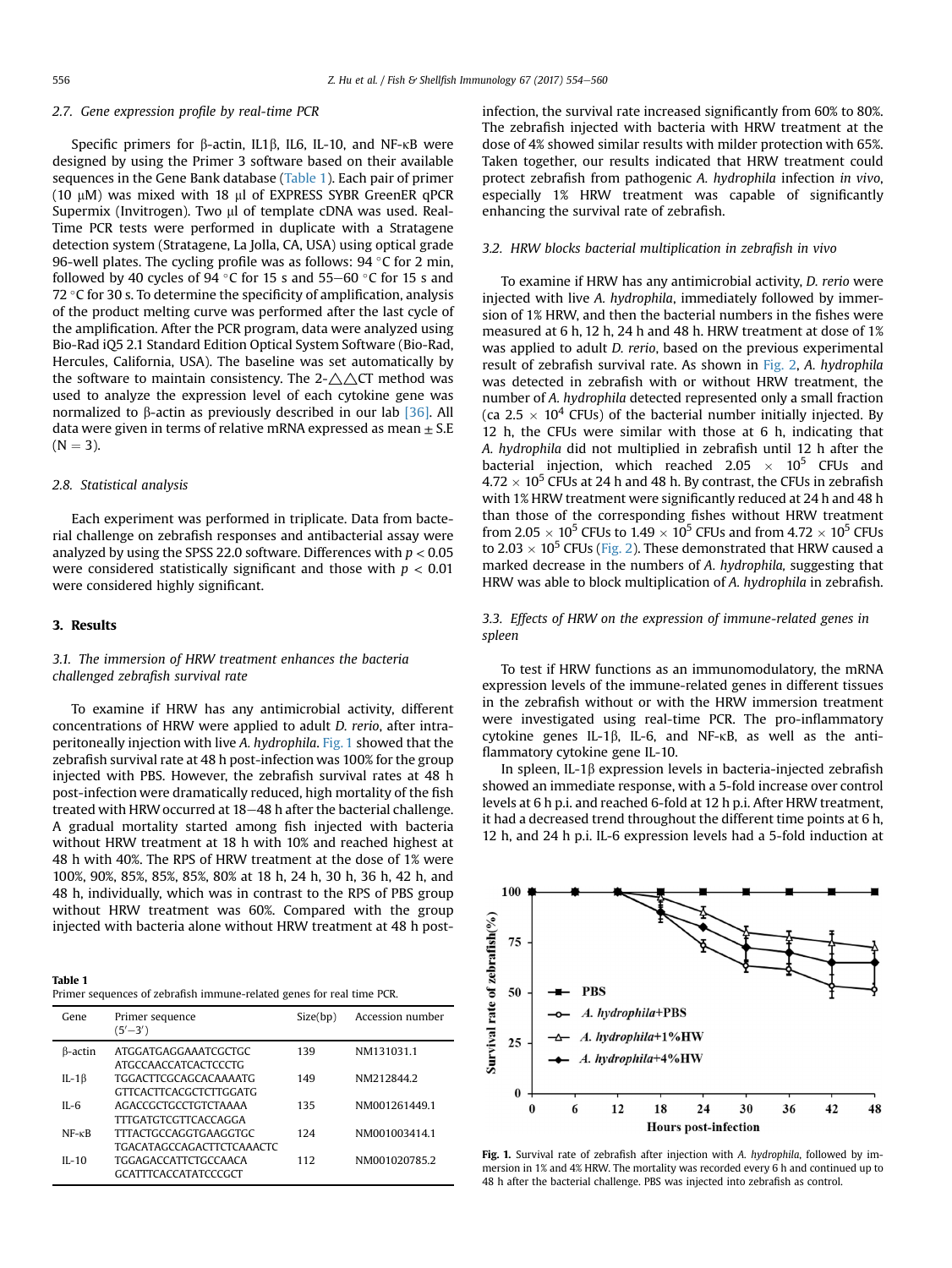### 2.7. Gene expression profile by real-time PCR

Specific primers for β-actin, IL1β, IL6, IL-10, and NF-κB were designed by using the Primer 3 software based on their available sequences in the Gene Bank database (Table 1). Each pair of primer (10 μM) was mixed with 18 μl of EXPRESS SYBR GreenER qPCR Supermix (Invitrogen). Two μl of template cDNA was used. Real-Time PCR tests were performed in duplicate with a Stratagene detection system (Stratagene, La Jolla, CA, USA) using optical grade 96-well plates. The cycling profile was as follows: 94 °C for 2 min, followed by 40 cycles of 94 °C for 15 s and 55–60 °C for 15 s and 72 °C for 30 s. To determine the specificity of amplification, analysis of the product melting curve was performed after the last cycle of the amplification. After the PCR program, data were analyzed using Bio-Rad iQ5 2.1 Standard Edition Optical System Software (Bio-Rad, Hercules, California, USA). The baseline was set automatically by the software to maintain consistency. The 2-△△CT method was used to analyze the expression level of each cytokine gene was normalized to β-actin as previously described in our lab [36]. All data were given in terms of relative mRNA expressed as mean ± S.E (N = 3).

### 2.8. Statistical analysis

Each experiment was performed in triplicate. Data from bacterial challenge on zebrafish responses and antibacterial assay were analyzed by using the SPSS 22.0 software. Differences with $p < 0.05$ were considered statistically significant and those with $p < 0.01$ were considered highly significant.

## 3. Results

### 3.1. The immersion of HRW treatment enhances the bacteria challenged zebrafish survival rate

To examine if HRW has any antimicrobial activity, different concentrations of HRW were applied to adult *D. rerio*, after intraperitoneally injection with live *A. hydrophila*. Fig. 1 showed that the zebrafish survival rate at 48 h post-infection was 100% for the group injected with PBS. However, the zebrafish survival rates at 48 h post-infection were dramatically reduced, high mortality of the fish treated with HRW occurred at 18–48 h after the bacterial challenge. A gradual mortality started among fish injected with bacteria without HRW treatment at 18 h with 10% and reached highest at 48 h with 40%. The RPS of HRW treatment at the dose of 1% were 100%, 90%, 85%, 85%, 85%, 80% at 18 h, 24 h, 30 h, 36 h, 42 h, and 48 h, individually, which was in contrast to the RPS of PBS group without HRW treatment was 60%. Compared with the group injected with bacteria alone without HRW treatment at 48 h post-infection, the survival rate increased significantly from 60% to 80%. The zebrafish injected with bacteria with HRW treatment at the dose of 4% showed similar results with milder protection with 65%. Taken together, our results indicated that HRW treatment could protect zebrafish from pathogenic *A. hydrophila* infection *in vivo*, especially 1% HRW treatment was capable of significantly enhancing the survival rate of zebrafish.

**Table 1**
Primer sequences of zebrafish immune-related genes for real time PCR.

| Gene | Primer sequence (5′–3′) | Size(bp) | Accession number |
|---|---|---|---|
| β-actin | ATGGATGAGGAAATCGCTGC<br>ATGCCAACCATCACTCCCTG | 139 | NM131031.1 |
| IL-1β | TGGACTTCGCAGCACAAAATG<br>GTTCACTTCACGCTCTTGGATG | 149 | NM212844.2 |
| IL-6 | AGACCGCTGCCTGTCTAAAA<br>TTTGATGTCGTTCACCAGGA | 135 | NM001261449.1 |
| NF-κB | TTTACTGCCAGGTGAAGGTGC<br>TGACATAGCCAGACTTCTCAAACTC | 124 | NM001003414.1 |
| IL-10 | TGGAGACCATTCTGCCAACA<br>GCATTTCACCATATCCCGCT | 112 | NM001020785.2 |

### 3.2. HRW blocks bacterial multiplication in zebrafish in vivo

To examine if HRW has any antimicrobial activity, *D. rerio* were injected with live *A. hydrophila*, immediately followed by immersion of 1% HRW, and then the bacterial numbers in the fishes were measured at 6 h, 12 h, 24 h and 48 h. HRW treatment at dose of 1% was applied to adult *D. rerio*, based on the previous experimental result of zebrafish survival rate. As shown in Fig. 2, *A. hydrophila* was detected in zebrafish with or without HRW treatment, the number of *A. hydrophila* detected represented only a small fraction (ca $2.5 \times 10^4$ CFUs) of the bacterial number initially injected. By 12 h, the CFUs were similar with those at 6 h, indicating that *A. hydrophila* did not multiplied in zebrafish until 12 h after the bacterial injection, which reached $2.05 \times 10^5$ CFUs and $4.72 \times 10^5$ CFUs at 24 h and 48 h. By contrast, the CFUs in zebrafish with 1% HRW treatment were significantly reduced at 24 h and 48 h than those of the corresponding fishes without HRW treatment from $2.05 \times 10^5$ CFUs to $1.49 \times 10^5$ CFUs and from $4.72 \times 10^5$ CFUs to $2.03 \times 10^5$ CFUs (Fig. 2). These demonstrated that HRW caused a marked decrease in the numbers of *A. hydrophila*, suggesting that HRW was able to block multiplication of *A. hydrophila* in zebrafish.

### 3.3. Effects of HRW on the expression of immune-related genes in spleen

To test if HRW functions as an immunomodulatory, the mRNA expression levels of the immune-related genes in different tissues in the zebrafish without or with the HRW immersion treatment were investigated using real-time PCR. The pro-inflammatory cytokine genes IL-1β, IL-6, and NF-κB, as well as the anti-flammatory cytokine gene IL-10.

In spleen, IL-1β expression levels in bacteria-injected zebrafish showed an immediate response, with a 5-fold increase over control levels at 6 h p.i. and reached 6-fold at 12 h p.i. After HRW treatment, it had a decreased trend throughout the different time points at 6 h, 12 h, and 24 h p.i. IL-6 expression levels had a 5-fold induction at

**Fig. 1.** Survival rate of zebrafish after injection with *A. hydrophila*, followed by immersion in 1% and 4% HRW. The mortality was recorded every 6 h and continued up to 48 h after the bacterial challenge. PBS was injected into zebrafish as control.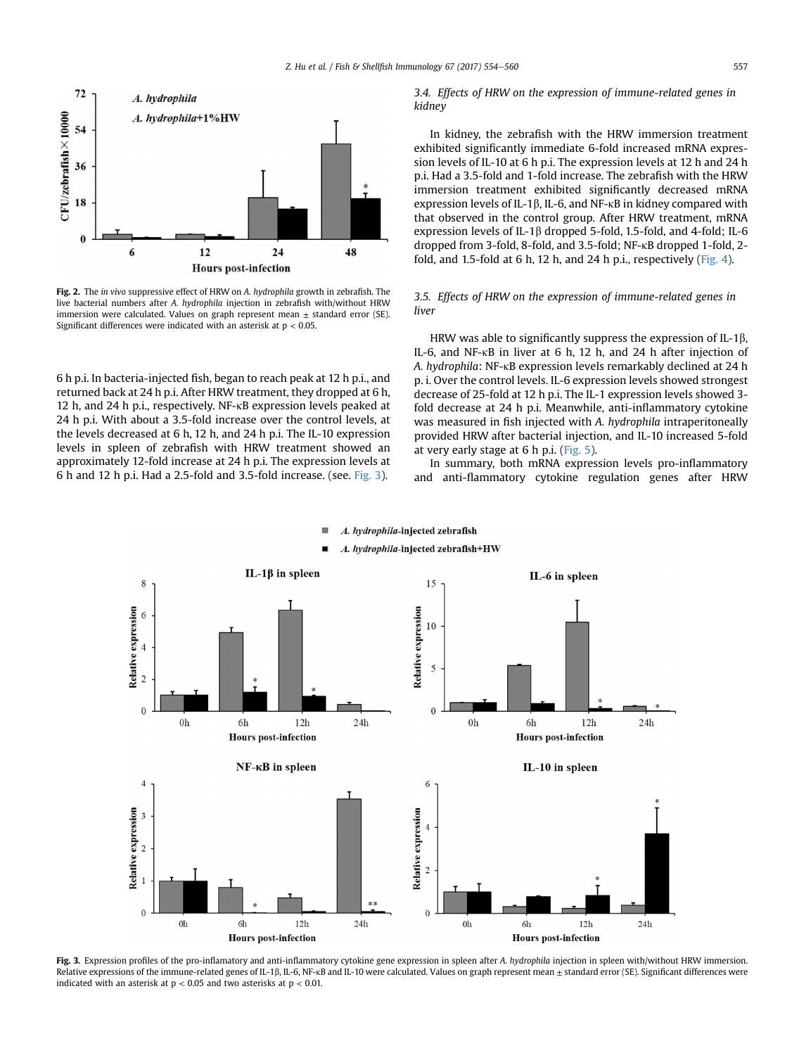Fig. 2. The *in vivo* suppressive effect of HRW on *A. hydrophila* growth in zebrafish. The live bacterial numbers after *A. hydrophila* injection in zebrafish with/without HRW immersion were calculated. Values on graph represent mean ± standard error (SE). Significant differences were indicated with an asterisk at $p < 0.05$.

6 h p.i. In bacteria-injected fish, began to reach peak at 12 h p.i., and returned back at 24 h p.i. After HRW treatment, they dropped at 6 h, 12 h, and 24 h p.i., respectively. NF-κB expression levels peaked at 24 h p.i. With about a 3.5-fold increase over the control levels, at the levels decreased at 6 h, 12 h, and 24 h p.i. The IL-10 expression levels in spleen of zebrafish with HRW treatment showed an approximately 12-fold increase at 24 h p.i. The expression levels at 6 h and 12 h p.i. Had a 2.5-fold and 3.5-fold increase. (see. Fig. 3).

### 3.4. Effects of HRW on the expression of immune-related genes in kidney

In kidney, the zebrafish with the HRW immersion treatment exhibited significantly immediate 6-fold increased mRNA expression levels of IL-10 at 6 h p.i. The expression levels at 12 h and 24 h p.i. Had a 3.5-fold and 1-fold increase. The zebrafish with the HRW immersion treatment exhibited significantly decreased mRNA expression levels of IL-1β, IL-6, and NF-κB in kidney compared with that observed in the control group. After HRW treatment, mRNA expression levels of IL-1β dropped 5-fold, 1.5-fold, and 4-fold; IL-6 dropped from 3-fold, 8-fold, and 3.5-fold; NF-κB dropped 1-fold, 2-fold, and 1.5-fold at 6 h, 12 h, and 24 h p.i., respectively (Fig. 4).

### 3.5. Effects of HRW on the expression of immune-related genes in liver

HRW was able to significantly suppress the expression of IL-1β, IL-6, and NF-κB in liver at 6 h, 12 h, and 24 h after injection of *A. hydrophila*: NF-κB expression levels remarkably declined at 24 h p. i. Over the control levels. IL-6 expression levels showed strongest decrease of 25-fold at 12 h p.i. The IL-1 expression levels showed 3-fold decrease at 24 h p.i. Meanwhile, anti-inflammatory cytokine was measured in fish injected with *A. hydrophila* intraperitoneally provided HRW after bacterial injection, and IL-10 increased 5-fold at very early stage at 6 h p.i. (Fig. 5).

In summary, both mRNA expression levels pro-inflammatory and anti-flammatory cytokine regulation genes after HRW

Fig. 3. Expression profiles of the pro-inflamatory and anti-inflammatory cytokine gene expression in spleen after *A. hydrophila* injection in spleen with/without HRW immersion. Relative expressions of the immune-related genes of IL-1β, IL-6, NF-κB and IL-10 were calculated. Values on graph represent mean ± standard error (SE). Significant differences were indicated with an asterisk at $p < 0.05$ and two asterisks at $p < 0.01$.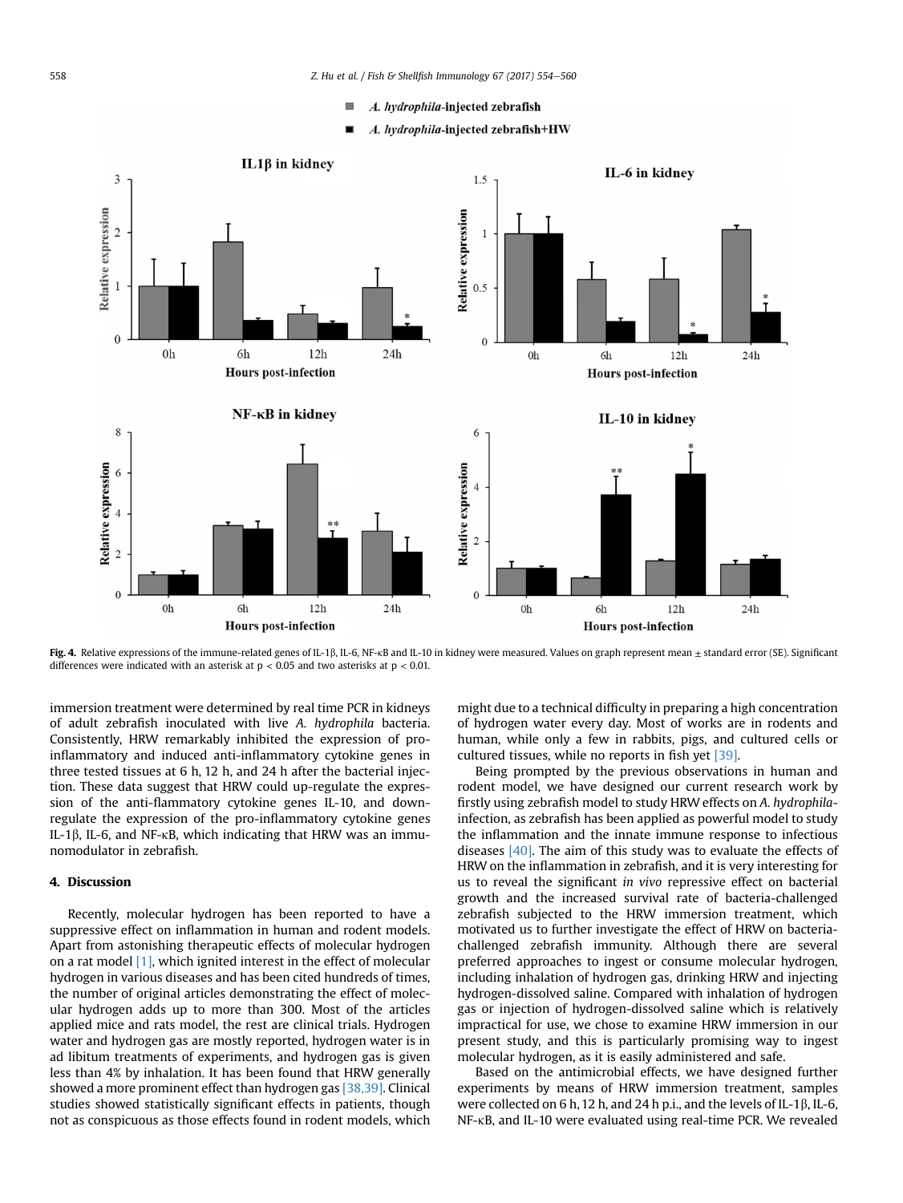**Fig. 4.** Relative expressions of the immune-related genes of IL-1β, IL-6, NF-κB and IL-10 in kidney were measured. Values on graph represent mean ± standard error (SE). Significant differences were indicated with an asterisk at $p < 0.05$ and two asterisks at $p < 0.01$.

immersion treatment were determined by real time PCR in kidneys of adult zebrafish inoculated with live *A. hydrophila* bacteria. Consistently, HRW remarkably inhibited the expression of pro-inflammatory and induced anti-inflammatory cytokine genes in three tested tissues at 6 h, 12 h, and 24 h after the bacterial injection. These data suggest that HRW could up-regulate the expression of the anti-flammatory cytokine genes IL-10, and down-regulate the expression of the pro-inflammatory cytokine genes IL-1β, IL-6, and NF-κB, which indicating that HRW was an immunomodulator in zebrafish.

## 4. Discussion

Recently, molecular hydrogen has been reported to have a suppressive effect on inflammation in human and rodent models. Apart from astonishing therapeutic effects of molecular hydrogen on a rat model [1], which ignited interest in the effect of molecular hydrogen in various diseases and has been cited hundreds of times, the number of original articles demonstrating the effect of molecular hydrogen adds up to more than 300. Most of the articles applied mice and rats model, the rest are clinical trials. Hydrogen water and hydrogen gas are mostly reported, hydrogen water is in ad libitum treatments of experiments, and hydrogen gas is given less than 4% by inhalation. It has been found that HRW generally showed a more prominent effect than hydrogen gas [38,39]. Clinical studies showed statistically significant effects in patients, though not as conspicuous as those effects found in rodent models, which might due to a technical difficulty in preparing a high concentration of hydrogen water every day. Most of works are in rodents and human, while only a few in rabbits, pigs, and cultured cells or cultured tissues, while no reports in fish yet [39].

Being prompted by the previous observations in human and rodent model, we have designed our current research work by firstly using zebrafish model to study HRW effects on *A. hydrophila*-infection, as zebrafish has been applied as powerful model to study the inflammation and the innate immune response to infectious diseases [40]. The aim of this study was to evaluate the effects of HRW on the inflammation in zebrafish, and it is very interesting for us to reveal the significant *in vivo* repressive effect on bacterial growth and the increased survival rate of bacteria-challenged zebrafish subjected to the HRW immersion treatment, which motivated us to further investigate the effect of HRW on bacteria-challenged zebrafish immunity. Although there are several preferred approaches to ingest or consume molecular hydrogen, including inhalation of hydrogen gas, drinking HRW and injecting hydrogen-dissolved saline. Compared with inhalation of hydrogen gas or injection of hydrogen-dissolved saline which is relatively impractical for use, we chose to examine HRW immersion in our present study, and this is particularly promising way to ingest molecular hydrogen, as it is easily administered and safe.

Based on the antimicrobial effects, we have designed further experiments by means of HRW immersion treatment, samples were collected on 6 h, 12 h, and 24 h p.i., and the levels of IL-1β, IL-6, NF-κB, and IL-10 were evaluated using real-time PCR. We revealed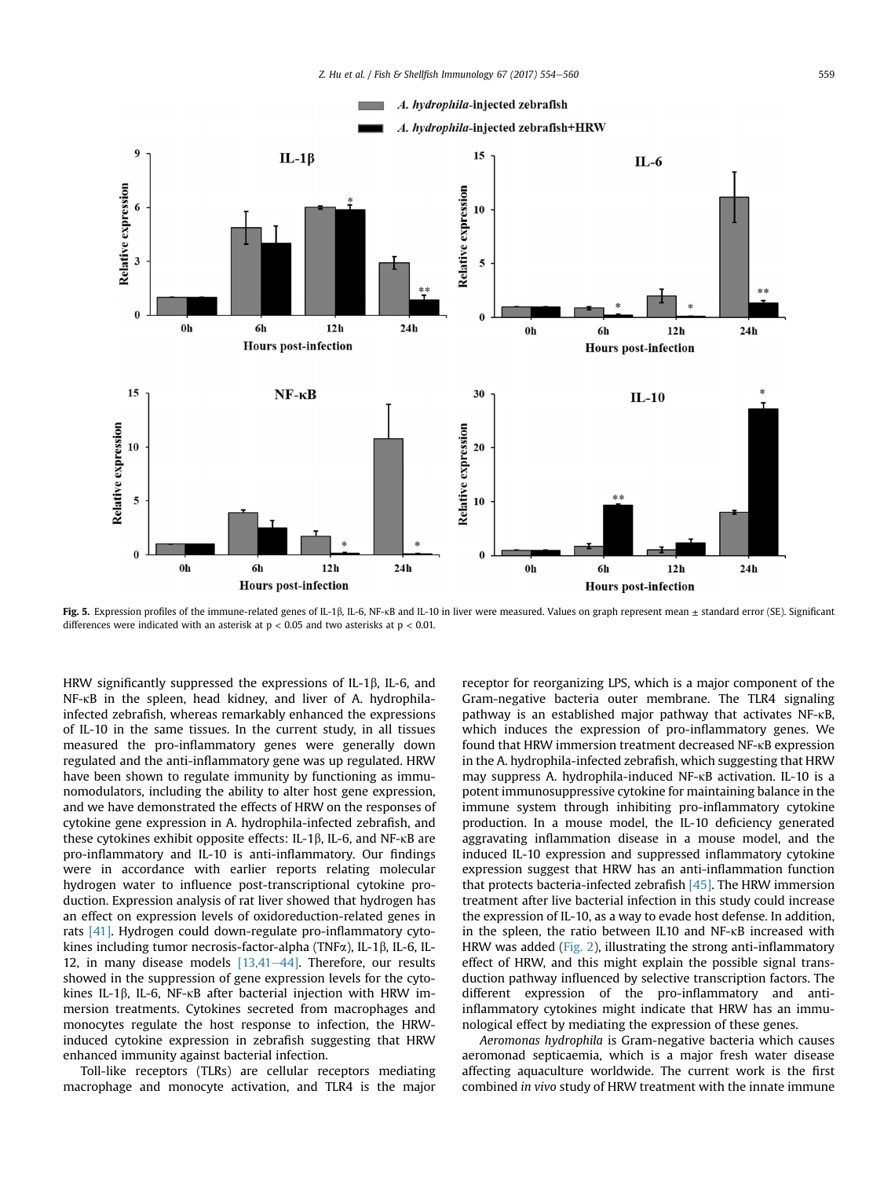Fig. 5. Expression profiles of the immune-related genes of IL-1β, IL-6, NF-κB and IL-10 in liver were measured. Values on graph represent mean ± standard error (SE). Significant differences were indicated with an asterisk at $p < 0.05$ and two asterisks at $p < 0.01$.

HRW significantly suppressed the expressions of IL-1β, IL-6, and NF-κB in the spleen, head kidney, and liver of A. hydrophila-infected zebrafish, whereas remarkably enhanced the expressions of IL-10 in the same tissues. In the current study, in all tissues measured the pro-inflammatory genes were generally down regulated and the anti-inflammatory gene was up regulated. HRW have been shown to regulate immunity by functioning as immunomodulators, including the ability to alter host gene expression, and we have demonstrated the effects of HRW on the responses of cytokine gene expression in A. hydrophila-infected zebrafish, and these cytokines exhibit opposite effects: IL-1β, IL-6, and NF-κB are pro-inflammatory and IL-10 is anti-inflammatory. Our findings were in accordance with earlier reports relating molecular hydrogen water to influence post-transcriptional cytokine production. Expression analysis of rat liver showed that hydrogen has an effect on expression levels of oxidoreduction-related genes in rats [41]. Hydrogen could down-regulate pro-inflammatory cytokines including tumor necrosis-factor-alpha (TNFα), IL-1β, IL-6, IL-12, in many disease models [13,41–44]. Therefore, our results showed in the suppression of gene expression levels for the cytokines IL-1β, IL-6, NF-κB after bacterial injection with HRW immersion treatments. Cytokines secreted from macrophages and monocytes regulate the host response to infection, the HRW-induced cytokine expression in zebrafish suggesting that HRW enhanced immunity against bacterial infection.

Toll-like receptors (TLRs) are cellular receptors mediating macrophage and monocyte activation, and TLR4 is the major receptor for reorganizing LPS, which is a major component of the Gram-negative bacteria outer membrane. The TLR4 signaling pathway is an established major pathway that activates NF-κB, which induces the expression of pro-inflammatory genes. We found that HRW immersion treatment decreased NF-κB expression in the A. hydrophila-infected zebrafish, which suggesting that HRW may suppress A. hydrophila-induced NF-κB activation. IL-10 is a potent immunosuppressive cytokine for maintaining balance in the immune system through inhibiting pro-inflammatory cytokine production. In a mouse model, the IL-10 deficiency generated aggravating inflammation disease in a mouse model, and the induced IL-10 expression and suppressed inflammatory cytokine expression suggest that HRW has an anti-inflammation function that protects bacteria-infected zebrafish [45]. The HRW immersion treatment after live bacterial infection in this study could increase the expression of IL-10, as a way to evade host defense. In addition, in the spleen, the ratio between IL10 and NF-κB increased with HRW was added (Fig. 2), illustrating the strong anti-inflammatory effect of HRW, and this might explain the possible signal transduction pathway influenced by selective transcription factors. The different expression of the pro-inflammatory and anti-inflammatory cytokines might indicate that HRW has an immunological effect by mediating the expression of these genes.

*Aeromonas hydrophila* is Gram-negative bacteria which causes aeromonad septicaemia, which is a major fresh water disease affecting aquaculture worldwide. The current work is the first combined *in vivo* study of HRW treatment with the innate immune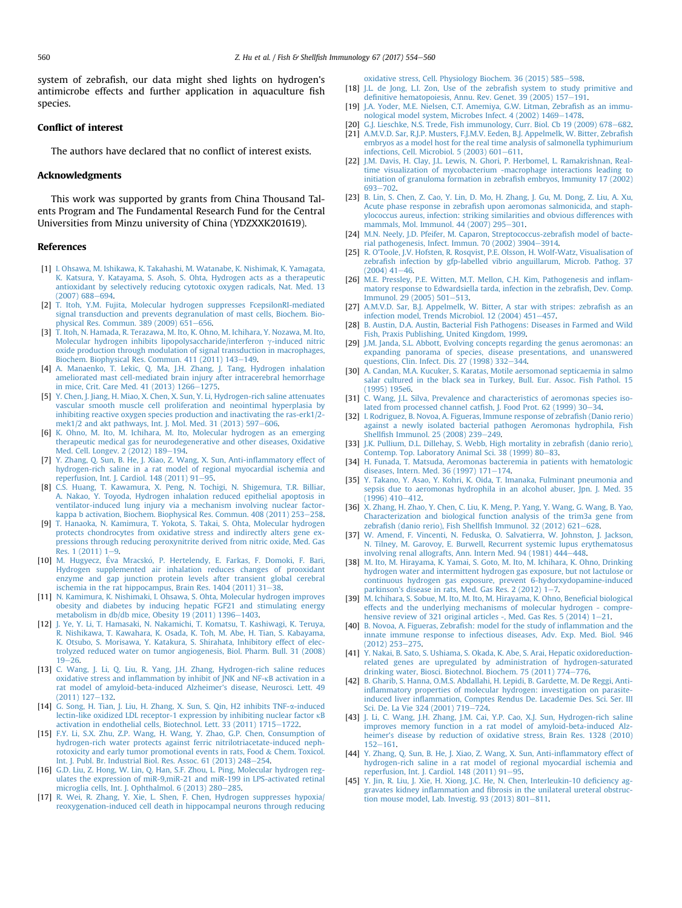system of zebrafish, our data might shed lights on hydrogen's antimicrobe effects and further application in aquaculture fish species.

## Conflict of interest

The authors have declared that no conflict of interest exists.

## Acknowledgments

This work was supported by grants from China Thousand Talents Program and The Fundamental Research Fund for the Central Universities from Minzu university of China (YDZXXK201619).

## References

[1] I. Ohsawa, M. Ishikawa, K. Takahashi, M. Watanabe, K. Nishimak, K. Yamagata, K. Katsura, Y. Katayama, S. Asoh, S. Ohta, Hydrogen acts as a therapeutic antioxidant by selectively reducing cytotoxic oxygen radicals, Nat. Med. 13 (2007) 688–694.

[2] T. Itoh, Y.M. Fujita, Molecular hydrogen suppresses FcepsilonRI-mediated signal transduction and prevents degranulation of mast cells, Biochem. Biophysical Res. Commun. 389 (2009) 651–656.

[3] T. Itoh, N. Hamada, R. Terazawa, M. Ito, K. Ohno, M. Ichihara, Y. Nozawa, M. Ito, Molecular hydrogen inhibits lipopolysaccharide/interferon γ-induced nitric oxide production through modulation of signal transduction in macrophages, Biochem. Biophysical Res. Commun. 411 (2011) 143–149.

[4] A. Manaenko, T. Lekic, Q. Ma, J.H. Zhang, J. Tang, Hydrogen inhalation ameliorated mast cell-mediated brain injury after intracerebral hemorrhage in mice, Crit. Care Med. 41 (2013) 1266–1275.

[5] Y. Chen, J. Jiang, H. Miao, X. Chen, X. Sun, Y. Li, Hydrogen-rich saline attenuates vascular smooth muscle cell proliferation and neointimal hyperplasia by inhibiting reactive oxygen species production and inactivating the ras-erk1/2-mek1/2 and akt pathways, Int. J. Mol. Med. 31 (2013) 597–606.

[6] K. Ohno, M. Ito, M. Ichihara, M. Ito, Molecular hydrogen as an emerging therapeutic medical gas for neurodegenerative and other diseases, Oxidative Med. Cell. Longev. 2 (2012) 189–194.

[7] Y. Zhang, Q. Sun, B. He, J. Xiao, Z. Wang, X. Sun, Anti-inflammatory effect of hydrogen-rich saline in a rat model of regional myocardial ischemia and reperfusion, Int. J. Cardiol. 148 (2011) 91–95.

[8] C.S. Huang, T. Kawamura, X. Peng, N. Tochigi, N. Shigemura, T.R. Billiar, A. Nakao, Y. Toyoda, Hydrogen inhalation reduced epithelial apoptosis in ventilator-induced lung injury via a mechanism involving nuclear factor-kappa b activation, Biochem. Biophysical Res. Commun. 408 (2011) 253–258.

[9] T. Hanaoka, N. Kamimura, T. Yokota, S. Takai, S. Ohta, Molecular hydrogen protects chondrocytes from oxidative stress and indirectly alters gene expressions through reducing peroxynitrite derived from nitric oxide, Med. Gas Res. 1 (2011) 1–9.

[10] M. Hugyecz, Éva Mracskó, P. Hertelendy, E. Farkas, F. Domoki, F. Bari, Hydrogen supplemented air inhalation reduces changes of prooxidant enzyme and gap junction protein levels after transient global cerebral ischemia in the rat hippocampus, Brain Res. 1404 (2011) 31–38.

[11] N. Kamimura, K. Nishimaki, I. Ohsawa, S. Ohta, Molecular hydrogen improves obesity and diabetes by inducing hepatic FGF21 and stimulating energy metabolism in db/db mice, Obesity 19 (2011) 1396–1403.

[12] J. Ye, Y. Li, T. Hamasaki, N. Nakamichi, T. Komatsu, T. Kashiwagi, K. Teruya, R. Nishikawa, T. Kawahara, K. Osada, K. Toh, M. Abe, H. Tian, S. Kabayama, K. Otsubo, S. Morisawa, Y. Katakura, S. Shirahata, Inhibitory effect of electrolyzed reduced water on tumor angiogenesis, Biol. Pharm. Bull. 31 (2008) 19–26.

[13] C. Wang, J. Li, Q. Liu, R. Yang, J.H. Zhang, Hydrogen-rich saline reduces oxidative stress and inflammation by inhibit of JNK and NF-κB activation in a rat model of amyloid-beta-induced Alzheimer's disease, Neurosci. Lett. 49 (2011) 127–132.

[14] G. Song, H. Tian, J. Liu, H. Zhang, X. Sun, S. Qin, H2 inhibits TNF-α-induced lectin-like oxidized LDL receptor-1 expression by inhibiting nuclear factor κB activation in endothelial cells, Biotechnol. Lett. 33 (2011) 1715–1722.

[15] F.Y. Li, S.X. Zhu, Z.P. Wang, H. Wang, Y. Zhao, G.P. Chen, Consumption of hydrogen-rich water protects against ferric nitrilotriacetate-induced nephrotoxicity and early tumor promotional events in rats, Food & Chem. Toxicol. Int. J. Publ. Br. Industrial Biol. Res. Assoc. 61 (2013) 248–254.

[16] G.D. Liu, H. Zhang, L. Wang, Q. Han, S.F. Zhou, P. Liu, Molecular hydrogen regulates the expression of miR-9,miR-21 and miR-199 in LPS-activated retinal microglia cells, Int. J. Ophthalmol. 6 (2013) 280–285.

[17] R. Wei, R. Zhang, Y. Xie, L. Shen, F. Chen, Hydrogen suppresses hypoxia/reoxygenation-induced cell death in hippocampal neurons through reducing oxidative stress, Cell. Physiology Biochem. 36 (2015) 585–598.

[18] J.L. de Jong, L.I. Zon, Use of the zebrafish system to study primitive and definitive hematopoiesis, Annu. Rev. Genet. 39 (2005) 157–191.

[19] J.A. Yoder, M.E. Nielsen, C.T. Amemiya, G.W. Litman, Zebrafish as an immunological model system, Microbes Infect. 4 (2002) 1469–1478.

[20] G.J. Lieschke, N.S. Trede, Fish immunology, Curr. Biol. Cb 19 (2009) 678–682.

[21] A.M.V.D. Sar, R.J.P. Musters, F.J.M.V. Eeden, B.J. Appelmelk, W. Bitter, Zebrafish embryos as a model host for the real time analysis of salmonella typhimurium infections, Cell. Microbiol. 5 (2003) 601–611.

[22] J.M. Davis, H. Clay, J.L. Lewis, N. Ghori, P. Herbomel, L. Ramakrishnan, Real-time visualization of mycobacterium -macrophage interactions leading to initiation of granuloma formation in zebrafish embryos, Immunity 17 (2002) 693–702.

[23] B. Lin, S. Chen, Z. Cao, Y. Lin, D. Mo, H. Zhang, J. Gu, M. Dong, Z. Liu, A. Xu, Acute phase response in zebrafish upon aeromonas salmonicida, and staphylococcus aureus, infection: striking similarities and obvious differences with mammals, Mol. Immunol. 44 (2007) 295–301.

[24] M.N. Neely, J.D. Pfeifer, M. Caparon, Streptococcus-zebrafish model of bacterial pathogenesis, Infect. Immun. 70 (2002) 3904–3914.

[25] R. O'Toole, J.V. Hofsten, R. Rosqvist, P.E. Olsson, H. Wolf-Watz, Visualisation of zebrafish infection by gfp-labelled vibrio anguillarum, Microb. Pathog. 37 (2004) 41–46.

[26] M.E. Pressley, P.E. Witten, M.T. Mellon, C.H. Kim, Pathogenesis and inflammatory response to Edwardsiella tarda, infection in the zebrafish, Dev. Comp. Immunol. 29 (2005) 501–513.

[27] A.M.V.D. Sar, B.J. Appelmelk, W. Bitter, A star with stripes: zebrafish as an infection model, Trends Microbiol. 12 (2004) 451–457.

[28] B. Austin, D.A. Austin, Bacterial Fish Pathogens: Diseases in Farmed and Wild Fish, Praxis Publishing, United Kingdom, 1999.

[29] J.M. Janda, S.L. Abbott, Evolving concepts regarding the genus aeromonas: an expanding panorama of species, disease presentations, and unanswered questions, Clin. Infect. Dis. 27 (1998) 332–344.

[30] A. Candan, M.A. Kucuker, S. Karatas, Motile aersomonad septicaemia in salmo salar cultured in the black sea in Turkey, Bull. Eur. Assoc. Fish Pathol. 15 (1995) 195e6.

[31] C. Wang, J.L. Silva, Prevalence and characteristics of aeromonas species isolated from processed channel catfish, J. Food Prot. 62 (1999) 30–34.

[32] I. Rodriguez, B. Novoa, A. Figueras, Immune response of zebrafish (Danio rerio) against a newly isolated bacterial pathogen Aeromonas hydrophila, Fish Shellfish Immunol. 25 (2008) 239–249.

[33] J.K. Pullium, D.L. Dillehay, S. Webb, High mortality in zebrafish (danio rerio), Contemp. Top. Laboratory Animal Sci. 38 (1999) 80–83.

[34] H. Funada, T. Matsuda, Aeromonas bacteremia in patients with hematologic diseases, Intern. Med. 36 (1997) 171–174.

[35] Y. Takano, Y. Asao, Y. Kohri, K. Oida, T. Imanaka, Fulminant pneumonia and sepsis due to aeromonas hydrophila in an alcohol abuser, Jpn. J. Med. 35 (1996) 410–412.

[36] X. Zhang, H. Zhao, Y. Chen, C. Liu, K. Meng, P. Yang, Y. Wang, G. Wang, B. Yao, Characterization and biological function analysis of the trim3a gene from zebrafish (danio rerio), Fish Shellfish Immunol. 32 (2012) 621–628.

[37] W. Amend, F. Vincenti, N. Feduska, O. Salvatierra, W. Johnston, J. Jackson, N. Tilney, M. Garovoy, E. Burwell, Recurrent systemic lupus erythematosus involving renal allografts, Ann. Intern Med. 94 (1981) 444–448.

[38] M. Ito, M. Hirayama, K. Yamai, S. Goto, M. Ito, M. Ichihara, K. Ohno, Drinking hydrogen water and intermittent hydrogen gas exposure, but not lactulose or continuous hydrogen gas exposure, prevent 6-hydorxydopamine-induced parkinson's disease in rats, Med. Gas Res. 2 (2012) 1–7.

[39] M. Ichihara, S. Sobue, M. Ito, M. Ito, M. Hirayama, K. Ohno, Beneficial biological effects and the underlying mechanisms of molecular hydrogen - comprehensive review of 321 original articles -, Med. Gas Res. 5 (2014) 1–21.

[40] B. Novoa, A. Figueras, Zebrafish: model for the study of inflammation and the innate immune response to infectious diseases, Adv. Exp. Med. Biol. 946 (2012) 253–275.

[41] Y. Nakai, B. Sato, S. Ushiama, S. Okada, K. Abe, S. Arai, Hepatic oxidoreduction-related genes are upregulated by administration of hydrogen-saturated drinking water, Biosci. Biotechnol. Biochem. 75 (2011) 774–776.

[42] B. Gharib, S. Hanna, O.M.S. Abdallahi, H. Lepidi, B. Gardette, M. De Reggi, Anti-inflammatory properties of molecular hydrogen: investigation on parasite-induced liver inflammation, Comptes Rendus De. Lacademie Des. Sci. Ser. III Sci. De. La Vie 324 (2001) 719–724.

[43] J. Li, C. Wang, J.H. Zhang, J.M. Cai, Y.P. Cao, X.J. Sun, Hydrogen-rich saline improves memory function in a rat model of amyloid-beta-induced Alzheimer's disease by reduction of oxidative stress, Brain Res. 1328 (2010) 152–161.

[44] Y. Zhang, Q. Sun, B. He, J. Xiao, Z. Wang, X. Sun, Anti-inflammatory effect of hydrogen-rich saline in a rat model of regional myocardial ischemia and reperfusion, Int. J. Cardiol. 148 (2011) 91–95.

[45] Y. Jin, R. Liu, J. Xie, H. Xiong, J.C. He, N. Chen, Interleukin-10 deficiency aggravates kidney inflammation and fibrosis in the unilateral ureteral obstruction mouse model, Lab. Investig. 93 (2013) 801–811.